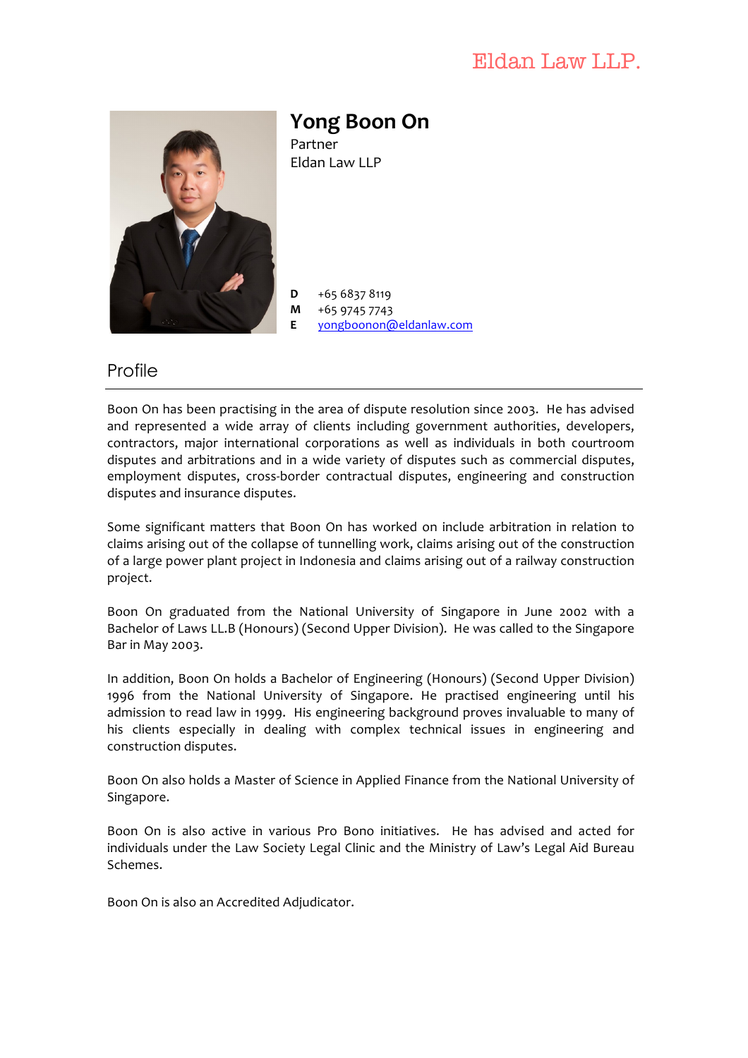Eldan Law LLP.

# Yong Boon On

Partner
Eldan Law LLP

**D** +65 6837 8119
**M** +65 9745 7743
**E** yongboonon@eldanlaw.com

## Profile

Boon On has been practising in the area of dispute resolution since 2003. He has advised and represented a wide array of clients including government authorities, developers, contractors, major international corporations as well as individuals in both courtroom disputes and arbitrations and in a wide variety of disputes such as commercial disputes, employment disputes, cross-border contractual disputes, engineering and construction disputes and insurance disputes.

Some significant matters that Boon On has worked on include arbitration in relation to claims arising out of the collapse of tunnelling work, claims arising out of the construction of a large power plant project in Indonesia and claims arising out of a railway construction project.

Boon On graduated from the National University of Singapore in June 2002 with a Bachelor of Laws LL.B (Honours) (Second Upper Division). He was called to the Singapore Bar in May 2003.

In addition, Boon On holds a Bachelor of Engineering (Honours) (Second Upper Division) 1996 from the National University of Singapore. He practised engineering until his admission to read law in 1999. His engineering background proves invaluable to many of his clients especially in dealing with complex technical issues in engineering and construction disputes.

Boon On also holds a Master of Science in Applied Finance from the National University of Singapore.

Boon On is also active in various Pro Bono initiatives. He has advised and acted for individuals under the Law Society Legal Clinic and the Ministry of Law's Legal Aid Bureau Schemes.

Boon On is also an Accredited Adjudicator.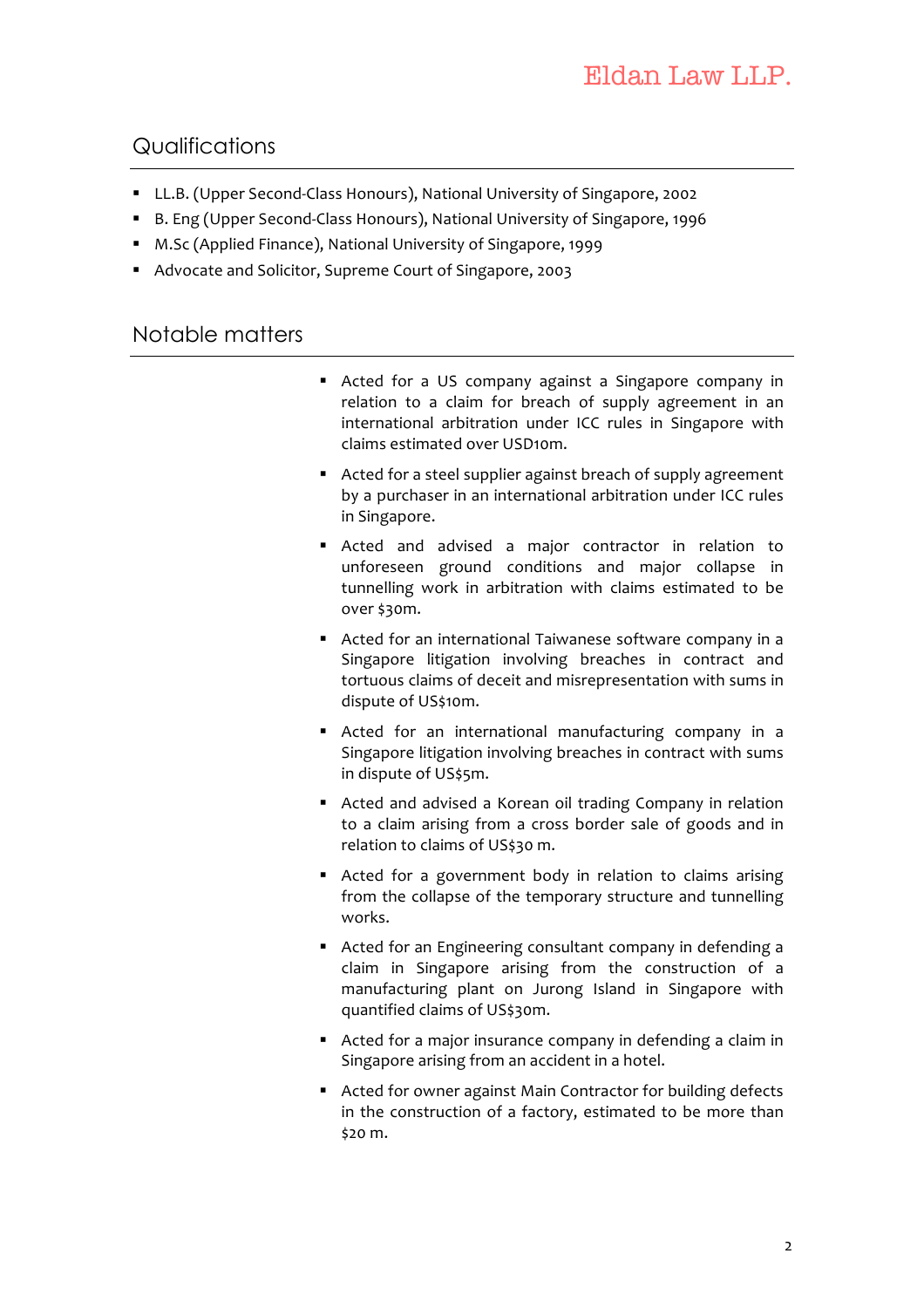## Qualifications

- LL.B. (Upper Second-Class Honours), National University of Singapore, 2002
- B. Eng (Upper Second-Class Honours), National University of Singapore, 1996
- M.Sc (Applied Finance), National University of Singapore, 1999
- Advocate and Solicitor, Supreme Court of Singapore, 2003

## Notable matters

- Acted for a US company against a Singapore company in relation to a claim for breach of supply agreement in an international arbitration under ICC rules in Singapore with claims estimated over USD10m.
- Acted for a steel supplier against breach of supply agreement by a purchaser in an international arbitration under ICC rules in Singapore.
- Acted and advised a major contractor in relation to unforeseen ground conditions and major collapse in tunnelling work in arbitration with claims estimated to be over $30m.
- Acted for an international Taiwanese software company in a Singapore litigation involving breaches in contract and tortuous claims of deceit and misrepresentation with sums in dispute of US$10m.
- Acted for an international manufacturing company in a Singapore litigation involving breaches in contract with sums in dispute of US$5m.
- Acted and advised a Korean oil trading Company in relation to a claim arising from a cross border sale of goods and in relation to claims of US$30 m.
- Acted for a government body in relation to claims arising from the collapse of the temporary structure and tunnelling works.
- Acted for an Engineering consultant company in defending a claim in Singapore arising from the construction of a manufacturing plant on Jurong Island in Singapore with quantified claims of US$30m.
- Acted for a major insurance company in defending a claim in Singapore arising from an accident in a hotel.
- Acted for owner against Main Contractor for building defects in the construction of a factory, estimated to be more than $20 m.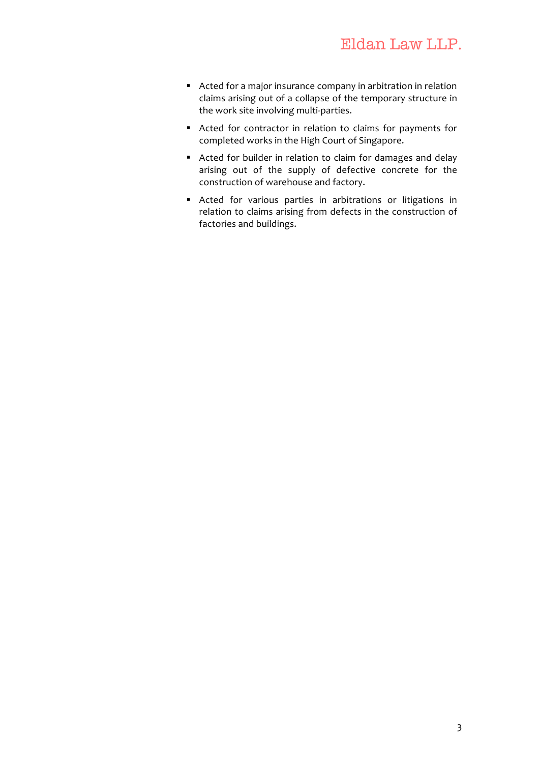- Acted for a major insurance company in arbitration in relation claims arising out of a collapse of the temporary structure in the work site involving multi-parties.
- Acted for contractor in relation to claims for payments for completed works in the High Court of Singapore.
- Acted for builder in relation to claim for damages and delay arising out of the supply of defective concrete for the construction of warehouse and factory.
- Acted for various parties in arbitrations or litigations in relation to claims arising from defects in the construction of factories and buildings.